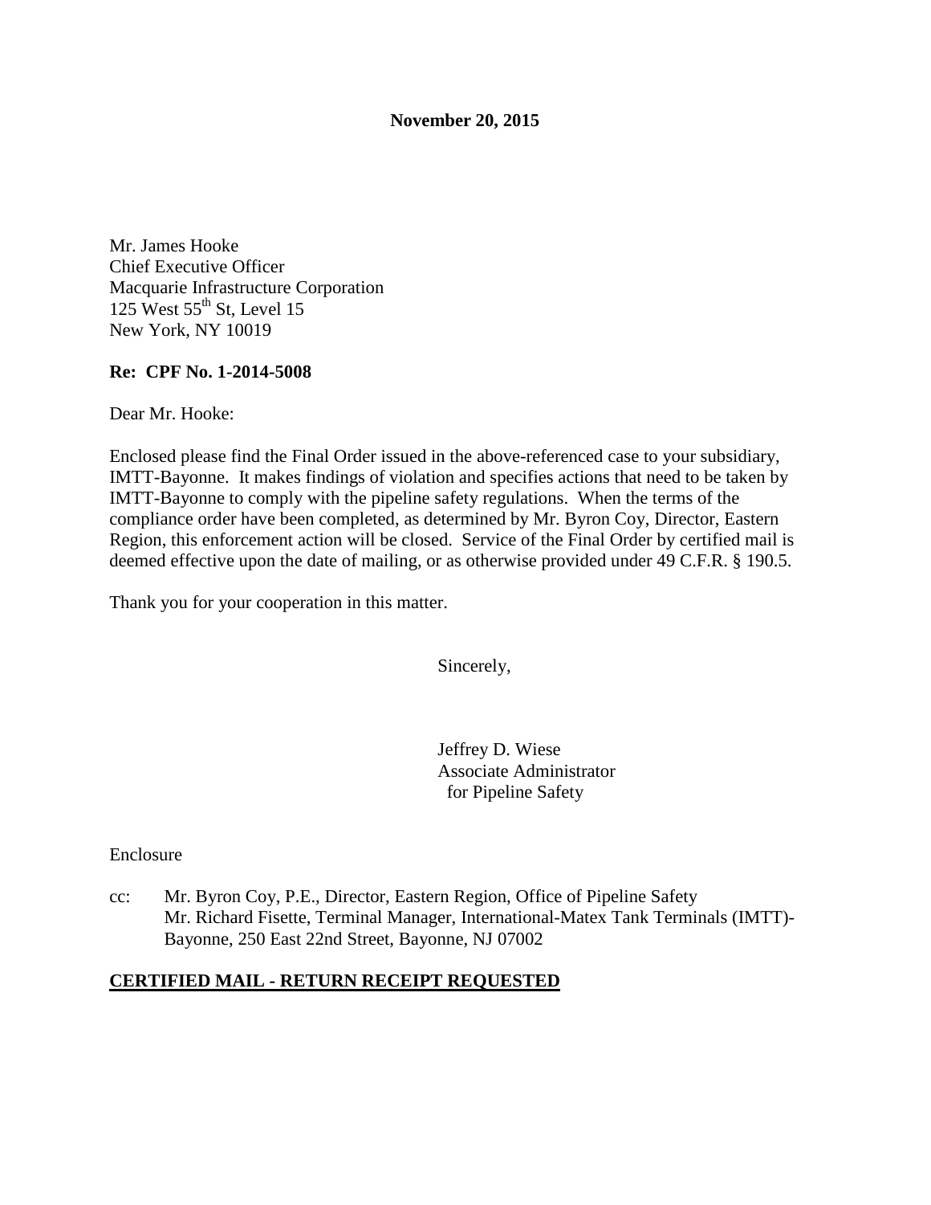**November 20, 2015**

Mr. James Hooke
Chief Executive Officer
Macquarie Infrastructure Corporation
125 West 55th St, Level 15
New York, NY 10019

**Re: CPF No. 1-2014-5008**

Dear Mr. Hooke:

Enclosed please find the Final Order issued in the above-referenced case to your subsidiary, IMTT-Bayonne. It makes findings of violation and specifies actions that need to be taken by IMTT-Bayonne to comply with the pipeline safety regulations. When the terms of the compliance order have been completed, as determined by Mr. Byron Coy, Director, Eastern Region, this enforcement action will be closed. Service of the Final Order by certified mail is deemed effective upon the date of mailing, or as otherwise provided under 49 C.F.R. § 190.5.

Thank you for your cooperation in this matter.

Sincerely,

Jeffrey D. Wiese
Associate Administrator
for Pipeline Safety

Enclosure

cc: Mr. Byron Coy, P.E., Director, Eastern Region, Office of Pipeline Safety
Mr. Richard Fisette, Terminal Manager, International-Matex Tank Terminals (IMTT)-Bayonne, 250 East 22nd Street, Bayonne, NJ 07002

**CERTIFIED MAIL - RETURN RECEIPT REQUESTED**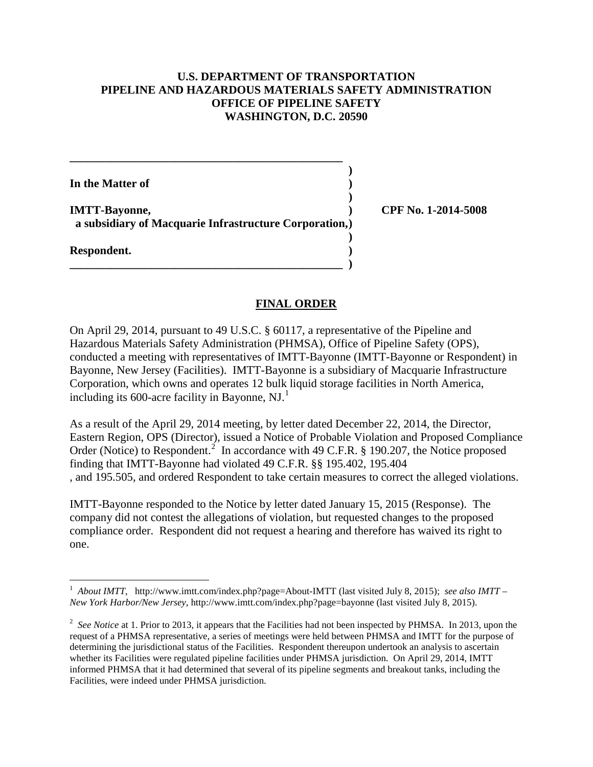**U.S. DEPARTMENT OF TRANSPORTATION**
**PIPELINE AND HAZARDOUS MATERIALS SAFETY ADMINISTRATION**
**OFFICE OF PIPELINE SAFETY**
**WASHINGTON, D.C. 20590**

| | |
|---|---|
| **In the Matter of** | |
| **IMTT-Bayonne,** a subsidiary of Macquarie Infrastructure Corporation, | **CPF No. 1-2014-5008** |
| **Respondent.** | |

## FINAL ORDER

On April 29, 2014, pursuant to 49 U.S.C. § 60117, a representative of the Pipeline and Hazardous Materials Safety Administration (PHMSA), Office of Pipeline Safety (OPS), conducted a meeting with representatives of IMTT-Bayonne (IMTT-Bayonne or Respondent) in Bayonne, New Jersey (Facilities). IMTT-Bayonne is a subsidiary of Macquarie Infrastructure Corporation, which owns and operates 12 bulk liquid storage facilities in North America, including its 600-acre facility in Bayonne, NJ.[1]

As a result of the April 29, 2014 meeting, by letter dated December 22, 2014, the Director, Eastern Region, OPS (Director), issued a Notice of Probable Violation and Proposed Compliance Order (Notice) to Respondent.[2] In accordance with 49 C.F.R. § 190.207, the Notice proposed finding that IMTT-Bayonne had violated 49 C.F.R. §§ 195.402, 195.404, and 195.505, and ordered Respondent to take certain measures to correct the alleged violations.

IMTT-Bayonne responded to the Notice by letter dated January 15, 2015 (Response). The company did not contest the allegations of violation, but requested changes to the proposed compliance order. Respondent did not request a hearing and therefore has waived its right to one.

---

[1] *About IMTT*, http://www.imtt.com/index.php?page=About-IMTT (last visited July 8, 2015); *see also IMTT – New York Harbor/New Jersey*, http://www.imtt.com/index.php?page=bayonne (last visited July 8, 2015).

[2] *See Notice* at 1. Prior to 2013, it appears that the Facilities had not been inspected by PHMSA. In 2013, upon the request of a PHMSA representative, a series of meetings were held between PHMSA and IMTT for the purpose of determining the jurisdictional status of the Facilities. Respondent thereupon undertook an analysis to ascertain whether its Facilities were regulated pipeline facilities under PHMSA jurisdiction. On April 29, 2014, IMTT informed PHMSA that it had determined that several of its pipeline segments and breakout tanks, including the Facilities, were indeed under PHMSA jurisdiction.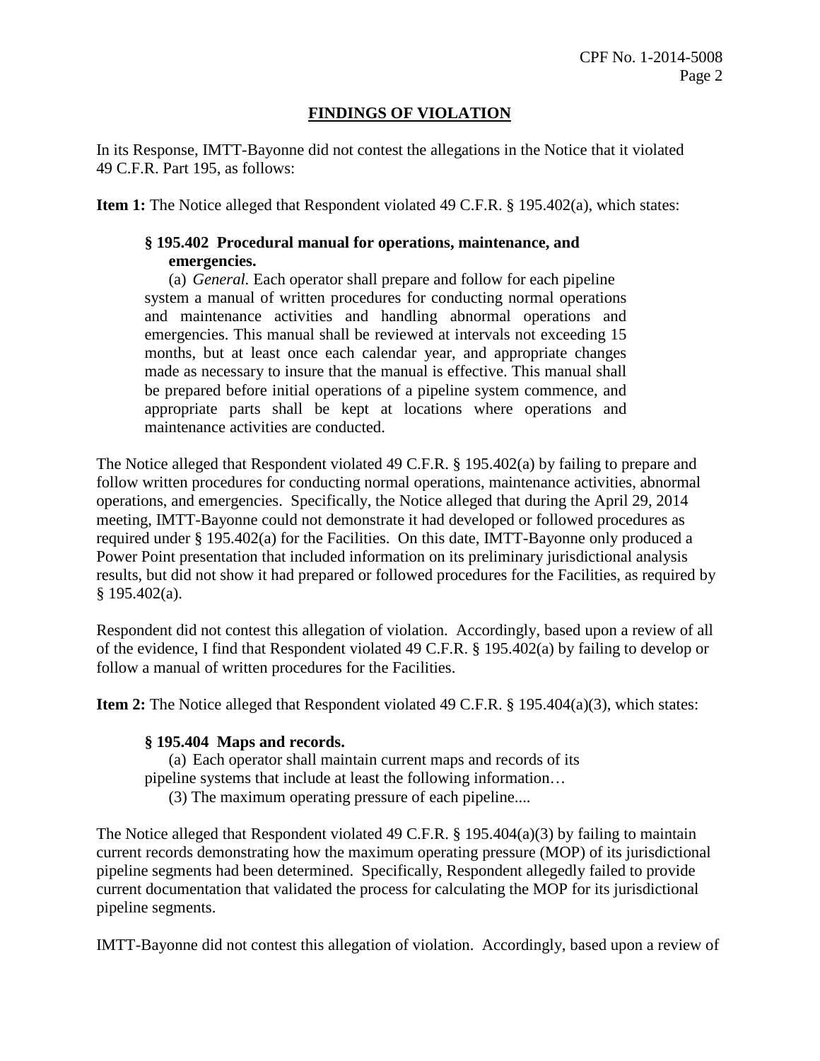## FINDINGS OF VIOLATION

In its Response, IMTT-Bayonne did not contest the allegations in the Notice that it violated 49 C.F.R. Part 195, as follows:

**Item 1:** The Notice alleged that Respondent violated 49 C.F.R. § 195.402(a), which states:

> **§ 195.402 Procedural manual for operations, maintenance, and emergencies.**
>
> (a) *General.* Each operator shall prepare and follow for each pipeline system a manual of written procedures for conducting normal operations and maintenance activities and handling abnormal operations and emergencies. This manual shall be reviewed at intervals not exceeding 15 months, but at least once each calendar year, and appropriate changes made as necessary to insure that the manual is effective. This manual shall be prepared before initial operations of a pipeline system commence, and appropriate parts shall be kept at locations where operations and maintenance activities are conducted.

The Notice alleged that Respondent violated 49 C.F.R. § 195.402(a) by failing to prepare and follow written procedures for conducting normal operations, maintenance activities, abnormal operations, and emergencies. Specifically, the Notice alleged that during the April 29, 2014 meeting, IMTT-Bayonne could not demonstrate it had developed or followed procedures as required under § 195.402(a) for the Facilities. On this date, IMTT-Bayonne only produced a Power Point presentation that included information on its preliminary jurisdictional analysis results, but did not show it had prepared or followed procedures for the Facilities, as required by § 195.402(a).

Respondent did not contest this allegation of violation. Accordingly, based upon a review of all of the evidence, I find that Respondent violated 49 C.F.R. § 195.402(a) by failing to develop or follow a manual of written procedures for the Facilities.

**Item 2:** The Notice alleged that Respondent violated 49 C.F.R. § 195.404(a)(3), which states:

> **§ 195.404 Maps and records.**
>
> (a) Each operator shall maintain current maps and records of its pipeline systems that include at least the following information…
>
> (3) The maximum operating pressure of each pipeline....

The Notice alleged that Respondent violated 49 C.F.R. § 195.404(a)(3) by failing to maintain current records demonstrating how the maximum operating pressure (MOP) of its jurisdictional pipeline segments had been determined. Specifically, Respondent allegedly failed to provide current documentation that validated the process for calculating the MOP for its jurisdictional pipeline segments.

IMTT-Bayonne did not contest this allegation of violation. Accordingly, based upon a review of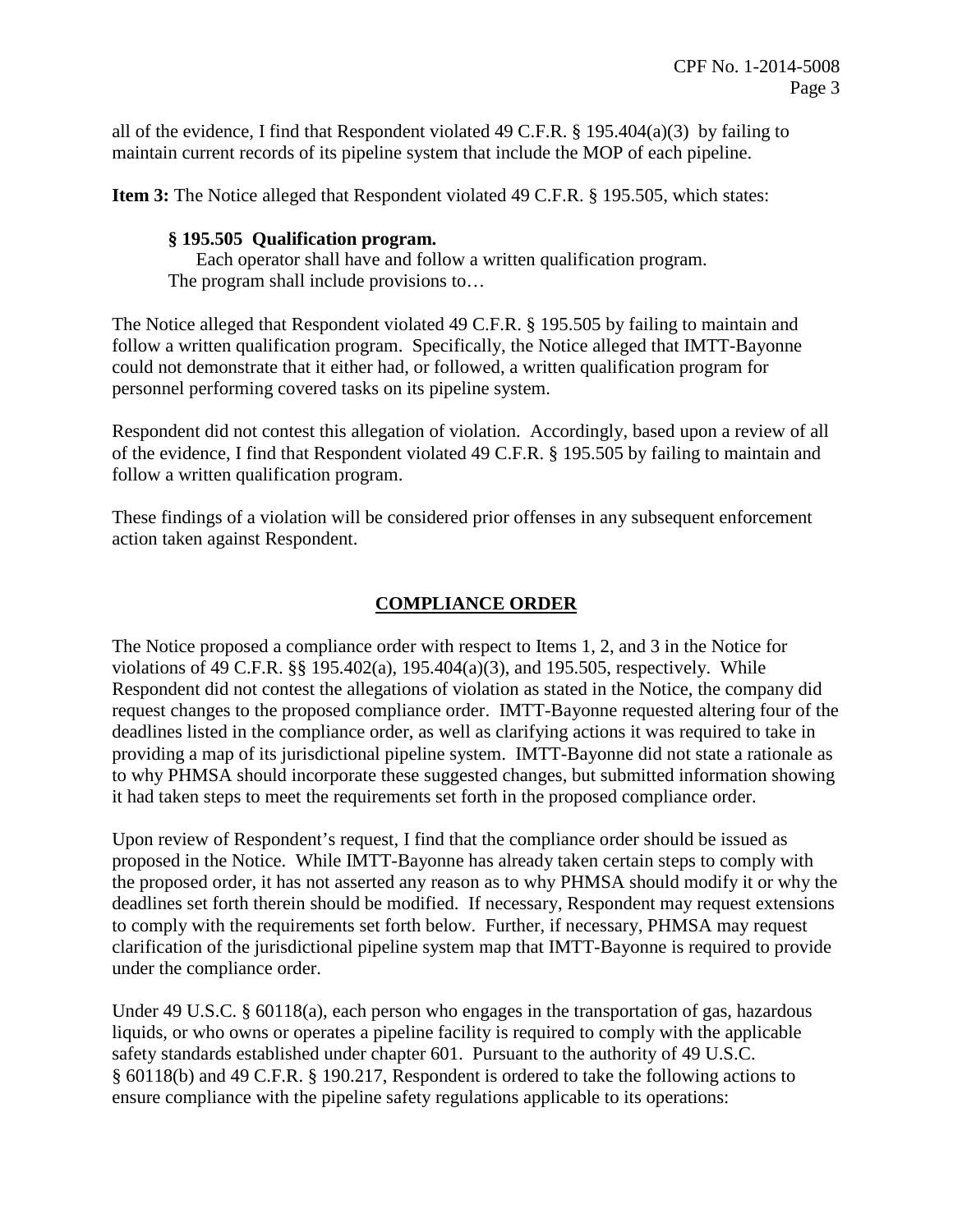all of the evidence, I find that Respondent violated 49 C.F.R. § 195.404(a)(3) by failing to maintain current records of its pipeline system that include the MOP of each pipeline.

**Item 3:** The Notice alleged that Respondent violated 49 C.F.R. § 195.505, which states:

> **§ 195.505 Qualification program.**
> Each operator shall have and follow a written qualification program. The program shall include provisions to…

The Notice alleged that Respondent violated 49 C.F.R. § 195.505 by failing to maintain and follow a written qualification program. Specifically, the Notice alleged that IMTT-Bayonne could not demonstrate that it either had, or followed, a written qualification program for personnel performing covered tasks on its pipeline system.

Respondent did not contest this allegation of violation. Accordingly, based upon a review of all of the evidence, I find that Respondent violated 49 C.F.R. § 195.505 by failing to maintain and follow a written qualification program.

These findings of a violation will be considered prior offenses in any subsequent enforcement action taken against Respondent.

## COMPLIANCE ORDER

The Notice proposed a compliance order with respect to Items 1, 2, and 3 in the Notice for violations of 49 C.F.R. §§ 195.402(a), 195.404(a)(3), and 195.505, respectively. While Respondent did not contest the allegations of violation as stated in the Notice, the company did request changes to the proposed compliance order. IMTT-Bayonne requested altering four of the deadlines listed in the compliance order, as well as clarifying actions it was required to take in providing a map of its jurisdictional pipeline system. IMTT-Bayonne did not state a rationale as to why PHMSA should incorporate these suggested changes, but submitted information showing it had taken steps to meet the requirements set forth in the proposed compliance order.

Upon review of Respondent's request, I find that the compliance order should be issued as proposed in the Notice. While IMTT-Bayonne has already taken certain steps to comply with the proposed order, it has not asserted any reason as to why PHMSA should modify it or why the deadlines set forth therein should be modified. If necessary, Respondent may request extensions to comply with the requirements set forth below. Further, if necessary, PHMSA may request clarification of the jurisdictional pipeline system map that IMTT-Bayonne is required to provide under the compliance order.

Under 49 U.S.C. § 60118(a), each person who engages in the transportation of gas, hazardous liquids, or who owns or operates a pipeline facility is required to comply with the applicable safety standards established under chapter 601. Pursuant to the authority of 49 U.S.C. § 60118(b) and 49 C.F.R. § 190.217, Respondent is ordered to take the following actions to ensure compliance with the pipeline safety regulations applicable to its operations: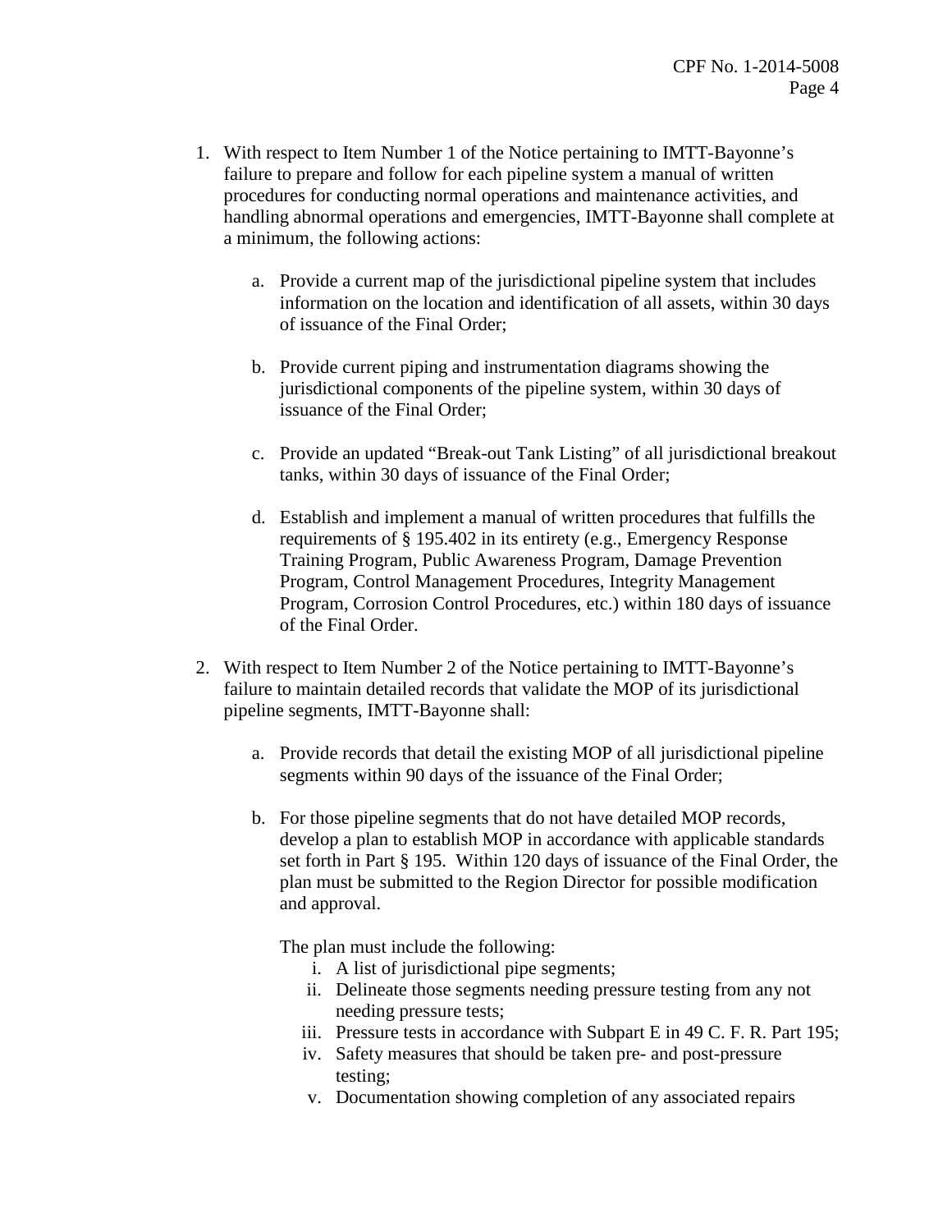1. With respect to Item Number 1 of the Notice pertaining to IMTT-Bayonne's failure to prepare and follow for each pipeline system a manual of written procedures for conducting normal operations and maintenance activities, and handling abnormal operations and emergencies, IMTT-Bayonne shall complete at a minimum, the following actions:

    a. Provide a current map of the jurisdictional pipeline system that includes information on the location and identification of all assets, within 30 days of issuance of the Final Order;

    b. Provide current piping and instrumentation diagrams showing the jurisdictional components of the pipeline system, within 30 days of issuance of the Final Order;

    c. Provide an updated "Break-out Tank Listing" of all jurisdictional breakout tanks, within 30 days of issuance of the Final Order;

    d. Establish and implement a manual of written procedures that fulfills the requirements of § 195.402 in its entirety (e.g., Emergency Response Training Program, Public Awareness Program, Damage Prevention Program, Control Management Procedures, Integrity Management Program, Corrosion Control Procedures, etc.) within 180 days of issuance of the Final Order.

2. With respect to Item Number 2 of the Notice pertaining to IMTT-Bayonne's failure to maintain detailed records that validate the MOP of its jurisdictional pipeline segments, IMTT-Bayonne shall:

    a. Provide records that detail the existing MOP of all jurisdictional pipeline segments within 90 days of the issuance of the Final Order;

    b. For those pipeline segments that do not have detailed MOP records, develop a plan to establish MOP in accordance with applicable standards set forth in Part § 195. Within 120 days of issuance of the Final Order, the plan must be submitted to the Region Director for possible modification and approval.

        The plan must include the following:

        i. A list of jurisdictional pipe segments;
        ii. Delineate those segments needing pressure testing from any not needing pressure tests;
        iii. Pressure tests in accordance with Subpart E in 49 C. F. R. Part 195;
        iv. Safety measures that should be taken pre- and post-pressure testing;
        v. Documentation showing completion of any associated repairs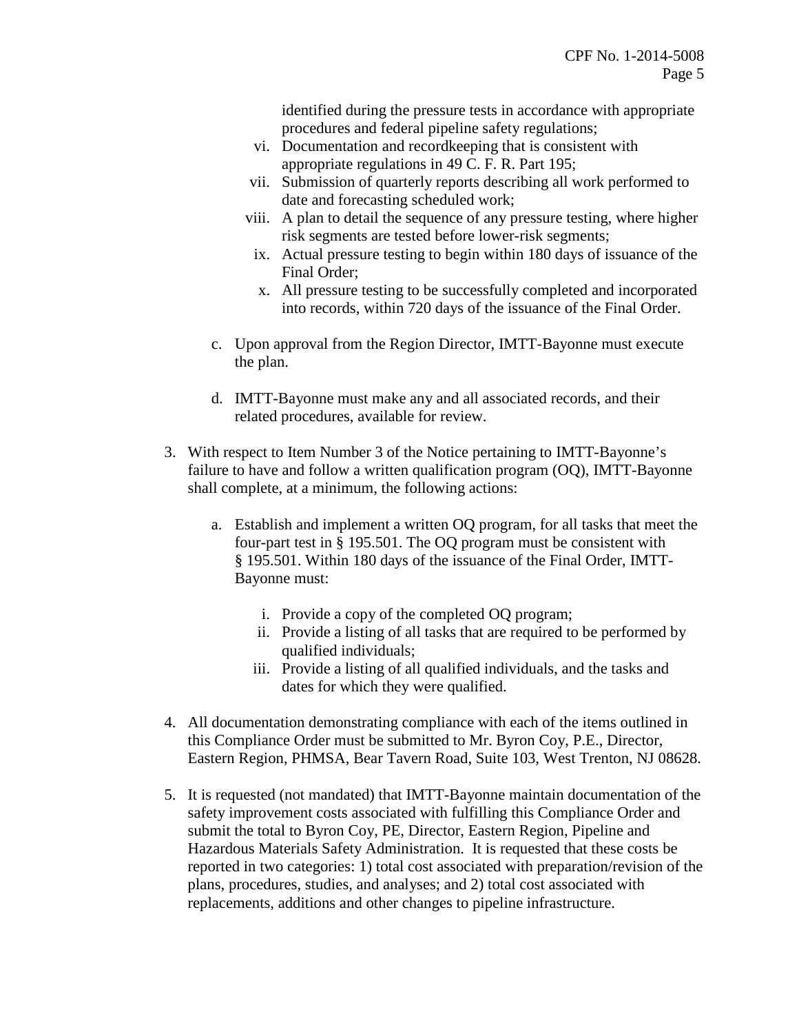identified during the pressure tests in accordance with appropriate procedures and federal pipeline safety regulations;

vi. Documentation and recordkeeping that is consistent with appropriate regulations in 49 C. F. R. Part 195;

vii. Submission of quarterly reports describing all work performed to date and forecasting scheduled work;

viii. A plan to detail the sequence of any pressure testing, where higher risk segments are tested before lower-risk segments;

ix. Actual pressure testing to begin within 180 days of issuance of the Final Order;

x. All pressure testing to be successfully completed and incorporated into records, within 720 days of the issuance of the Final Order.

c. Upon approval from the Region Director, IMTT-Bayonne must execute the plan.

d. IMTT-Bayonne must make any and all associated records, and their related procedures, available for review.

3. With respect to Item Number 3 of the Notice pertaining to IMTT-Bayonne's failure to have and follow a written qualification program (OQ), IMTT-Bayonne shall complete, at a minimum, the following actions:

   a. Establish and implement a written OQ program, for all tasks that meet the four-part test in § 195.501. The OQ program must be consistent with § 195.501. Within 180 days of the issuance of the Final Order, IMTT-Bayonne must:

      i. Provide a copy of the completed OQ program;
      ii. Provide a listing of all tasks that are required to be performed by qualified individuals;
      iii. Provide a listing of all qualified individuals, and the tasks and dates for which they were qualified.

4. All documentation demonstrating compliance with each of the items outlined in this Compliance Order must be submitted to Mr. Byron Coy, P.E., Director, Eastern Region, PHMSA, Bear Tavern Road, Suite 103, West Trenton, NJ 08628.

5. It is requested (not mandated) that IMTT-Bayonne maintain documentation of the safety improvement costs associated with fulfilling this Compliance Order and submit the total to Byron Coy, PE, Director, Eastern Region, Pipeline and Hazardous Materials Safety Administration. It is requested that these costs be reported in two categories: 1) total cost associated with preparation/revision of the plans, procedures, studies, and analyses; and 2) total cost associated with replacements, additions and other changes to pipeline infrastructure.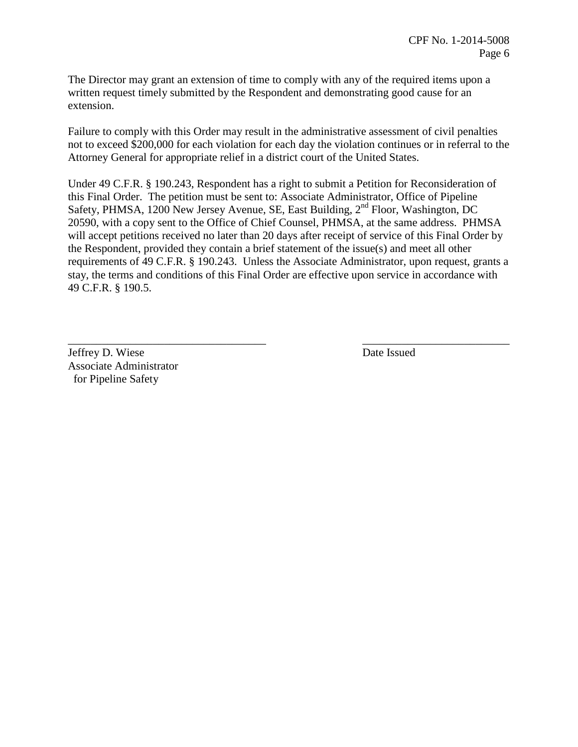The Director may grant an extension of time to comply with any of the required items upon a written request timely submitted by the Respondent and demonstrating good cause for an extension.

Failure to comply with this Order may result in the administrative assessment of civil penalties not to exceed $200,000 for each violation for each day the violation continues or in referral to the Attorney General for appropriate relief in a district court of the United States.

Under 49 C.F.R. § 190.243, Respondent has a right to submit a Petition for Reconsideration of this Final Order. The petition must be sent to: Associate Administrator, Office of Pipeline Safety, PHMSA, 1200 New Jersey Avenue, SE, East Building, 2nd Floor, Washington, DC 20590, with a copy sent to the Office of Chief Counsel, PHMSA, at the same address. PHMSA will accept petitions received no later than 20 days after receipt of service of this Final Order by the Respondent, provided they contain a brief statement of the issue(s) and meet all other requirements of 49 C.F.R. § 190.243. Unless the Associate Administrator, upon request, grants a stay, the terms and conditions of this Final Order are effective upon service in accordance with 49 C.F.R. § 190.5.

___________________________________ ___________________________

Jeffrey D. Wiese
Associate Administrator
for Pipeline Safety

Date Issued